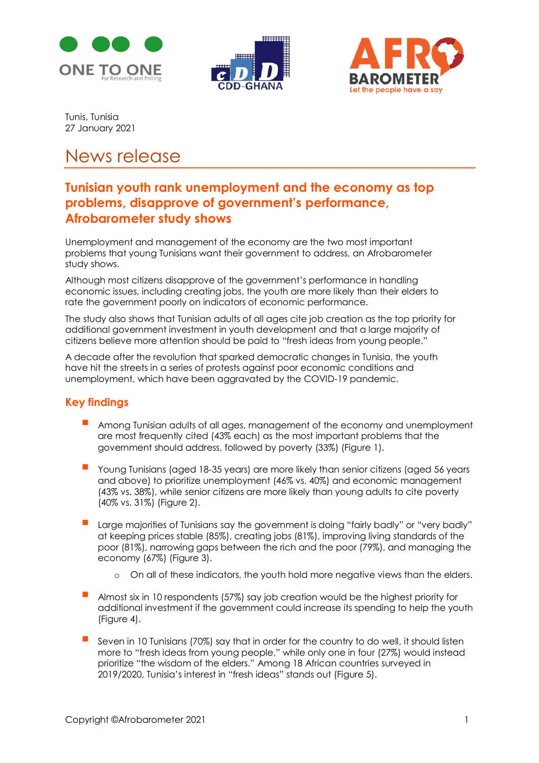Tunis, Tunisia
27 January 2021

# News release

## Tunisian youth rank unemployment and the economy as top problems, disapprove of government's performance, Afrobarometer study shows

Unemployment and management of the economy are the two most important problems that young Tunisians want their government to address, an Afrobarometer study shows.

Although most citizens disapprove of the government's performance in handling economic issues, including creating jobs, the youth are more likely than their elders to rate the government poorly on indicators of economic performance.

The study also shows that Tunisian adults of all ages cite job creation as the top priority for additional government investment in youth development and that a large majority of citizens believe more attention should be paid to "fresh ideas from young people."

A decade after the revolution that sparked democratic changes in Tunisia, the youth have hit the streets in a series of protests against poor economic conditions and unemployment, which have been aggravated by the COVID-19 pandemic.

### Key findings

- Among Tunisian adults of all ages, management of the economy and unemployment are most frequently cited (43% each) as the most important problems that the government should address, followed by poverty (33%) (Figure 1).
- Young Tunisians (aged 18-35 years) are more likely than senior citizens (aged 56 years and above) to prioritize unemployment (46% vs. 40%) and economic management (43% vs. 38%), while senior citizens are more likely than young adults to cite poverty (40% vs. 31%) (Figure 2).
- Large majorities of Tunisians say the government is doing "fairly badly" or "very badly" at keeping prices stable (85%), creating jobs (81%), improving living standards of the poor (81%), narrowing gaps between the rich and the poor (79%), and managing the economy (67%) (Figure 3).
  - On all of these indicators, the youth hold more negative views than the elders.
- Almost six in 10 respondents (57%) say job creation would be the highest priority for additional investment if the government could increase its spending to help the youth (Figure 4).
- Seven in 10 Tunisians (70%) say that in order for the country to do well, it should listen more to "fresh ideas from young people," while only one in four (27%) would instead prioritize "the wisdom of the elders." Among 18 African countries surveyed in 2019/2020, Tunisia's interest in "fresh ideas" stands out (Figure 5).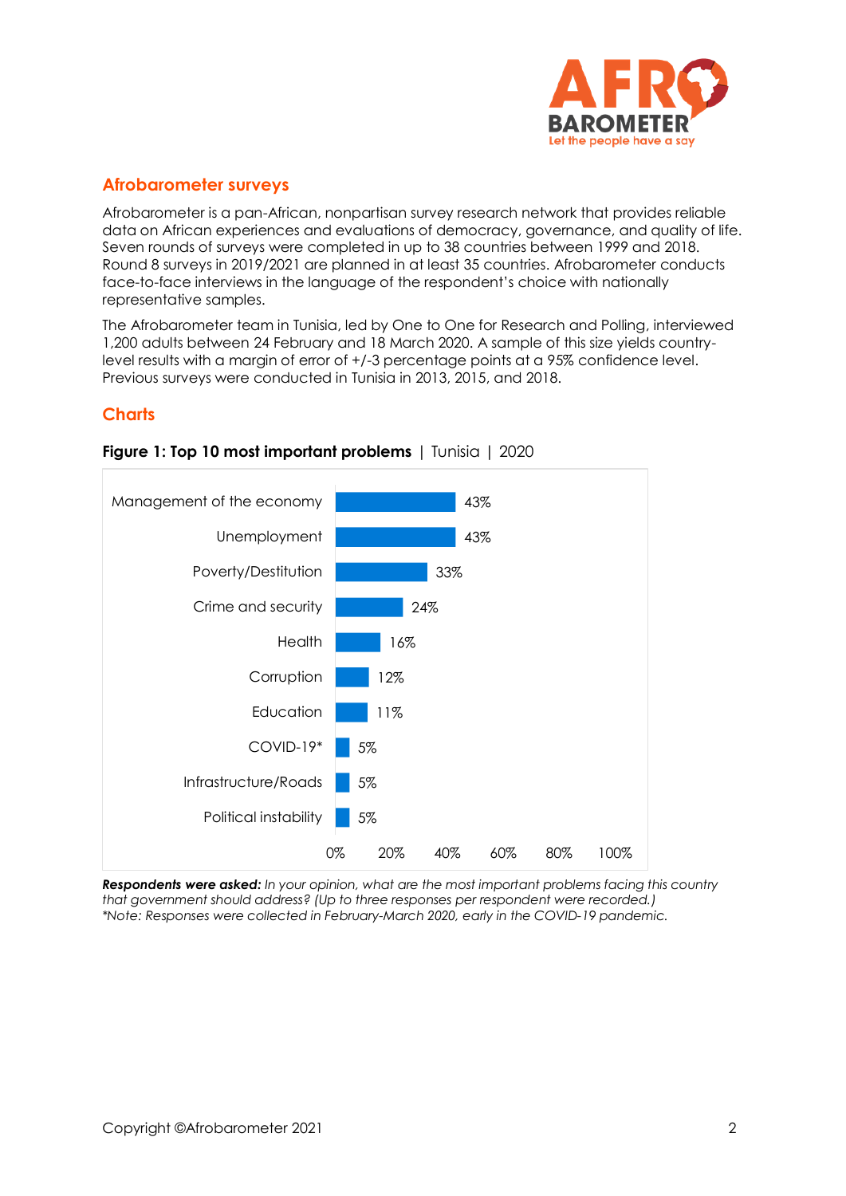## Afrobarometer surveys

Afrobarometer is a pan-African, nonpartisan survey research network that provides reliable data on African experiences and evaluations of democracy, governance, and quality of life. Seven rounds of surveys were completed in up to 38 countries between 1999 and 2018. Round 8 surveys in 2019/2021 are planned in at least 35 countries. Afrobarometer conducts face-to-face interviews in the language of the respondent's choice with nationally representative samples.

The Afrobarometer team in Tunisia, led by One to One for Research and Polling, interviewed 1,200 adults between 24 February and 18 March 2020. A sample of this size yields country-level results with a margin of error of +/-3 percentage points at a 95% confidence level. Previous surveys were conducted in Tunisia in 2013, 2015, and 2018.

## Charts

**Figure 1: Top 10 most important problems** | Tunisia | 2020

| Problem | % |
|---|---|
| Management of the economy | 43% |
| Unemployment | 43% |
| Poverty/Destitution | 33% |
| Crime and security | 24% |
| Health | 16% |
| Corruption | 12% |
| Education | 11% |
| COVID-19* | 5% |
| Infrastructure/Roads | 5% |
| Political instability | 5% |

***Respondents were asked:*** *In your opinion, what are the most important problems facing this country that government should address? (Up to three responses per respondent were recorded.)*
**Note: Responses were collected in February-March 2020, early in the COVID-19 pandemic.*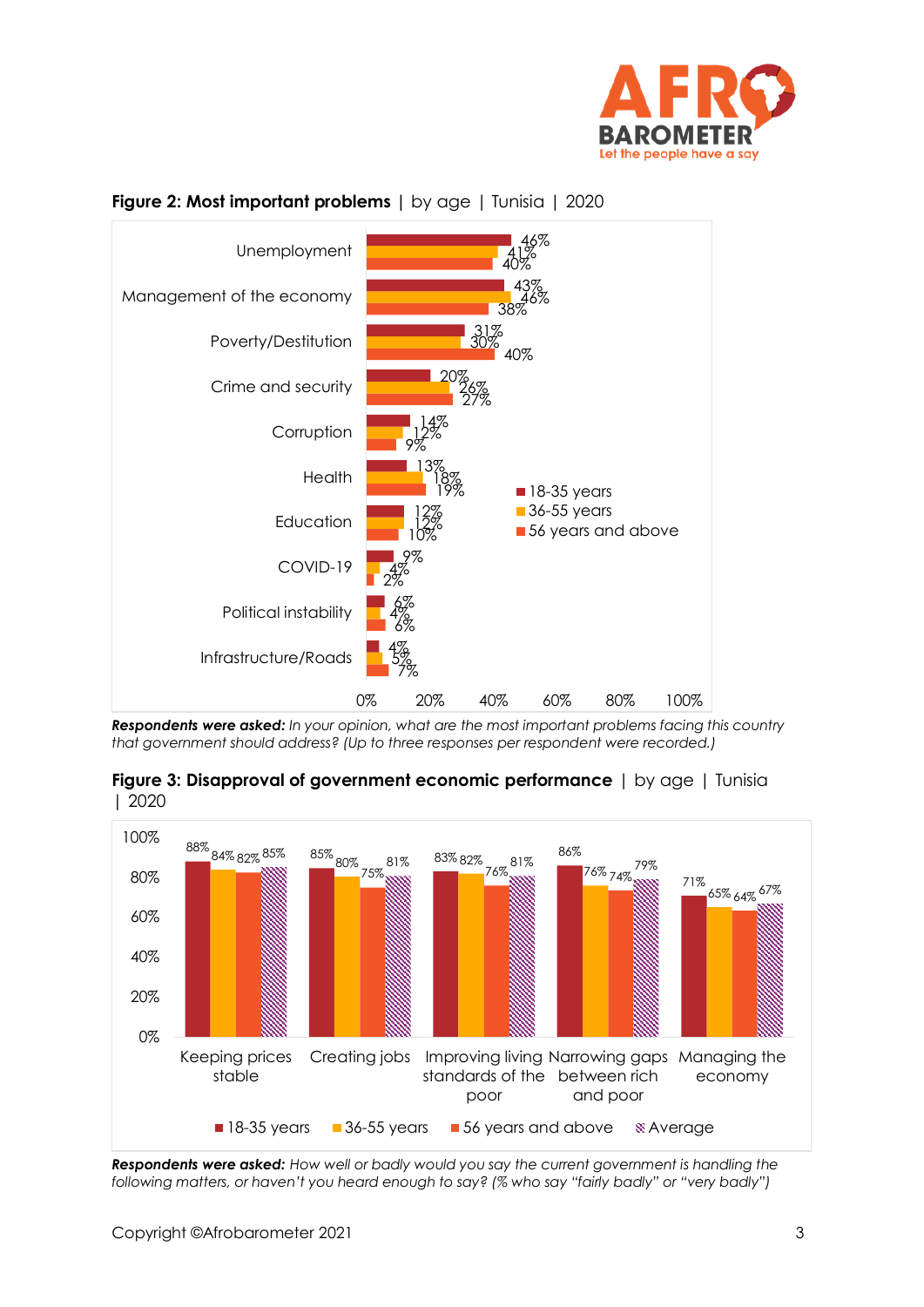**Figure 2: Most important problems** | by age | Tunisia | 2020

| | 18-35 years | 36-55 years | 56 years and above |
|---|---|---|---|
| Unemployment | 46% | 41% | 40% |
| Management of the economy | 43% | 46% | 38% |
| Poverty/Destitution | 31% | 30% | 40% |
| Crime and security | 20% | 26% | 27% |
| Corruption | 14% | 12% | 9% |
| Health | 13% | 18% | 19% |
| Education | 12% | 12% | 10% |
| COVID-19 | 9% | 4% | 2% |
| Political instability | 6% | 4% | 6% |
| Infrastructure/Roads | 4% | 5% | 7% |

***Respondents were asked:*** *In your opinion, what are the most important problems facing this country that government should address? (Up to three responses per respondent were recorded.)*

**Figure 3: Disapproval of government economic performance** | by age | Tunisia | 2020

| | 18-35 years | 36-55 years | 56 years and above | Average |
|---|---|---|---|---|
| Keeping prices stable | 88% | 84% | 82% | 85% |
| Creating jobs | 85% | 80% | 75% | 81% |
| Improving living standards of the poor | 83% | 82% | 76% | 81% |
| Narrowing gaps between rich and poor | 86% | 76% | 74% | 79% |
| Managing the economy | 71% | 65% | 64% | 67% |

***Respondents were asked:*** *How well or badly would you say the current government is handling the following matters, or haven't you heard enough to say? (% who say "fairly badly" or "very badly")*

Copyright ©Afrobarometer 2021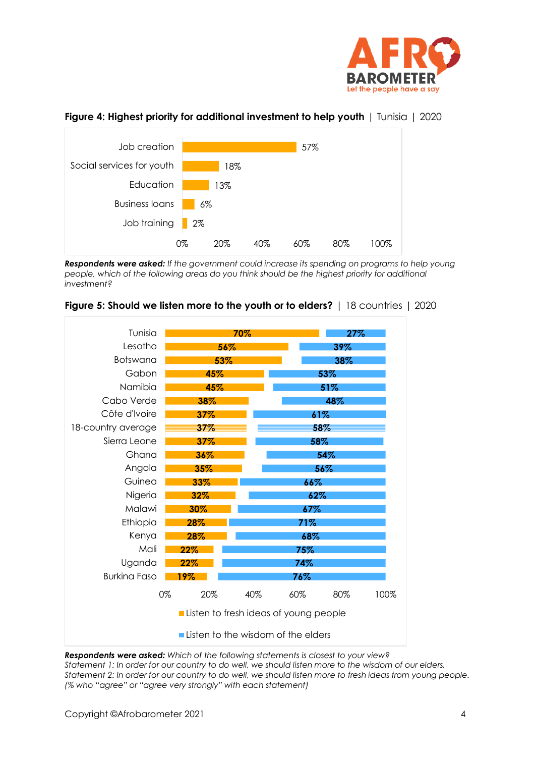**Figure 4: Highest priority for additional investment to help youth** | Tunisia | 2020

| Area | % |
|---|---|
| Job creation | 57% |
| Social services for youth | 18% |
| Education | 13% |
| Business loans | 6% |
| Job training | 2% |

***Respondents were asked:*** *If the government could increase its spending on programs to help young people, which of the following areas do you think should be the highest priority for additional investment?*

**Figure 5: Should we listen more to the youth or to elders?** | 18 countries | 2020

| Country | Listen to fresh ideas of young people | Listen to the wisdom of the elders |
|---|---|---|
| Tunisia | 70% | 27% |
| Lesotho | 56% | 39% |
| Botswana | 53% | 38% |
| Gabon | 45% | 53% |
| Namibia | 45% | 51% |
| Cabo Verde | 38% | 48% |
| Côte d'Ivoire | 37% | 61% |
| 18-country average | 37% | 58% |
| Sierra Leone | 37% | 58% |
| Ghana | 36% | 54% |
| Angola | 35% | 56% |
| Guinea | 33% | 66% |
| Nigeria | 32% | 62% |
| Malawi | 30% | 67% |
| Ethiopia | 28% | 71% |
| Kenya | 28% | 68% |
| Mali | 22% | 75% |
| Uganda | 22% | 74% |
| Burkina Faso | 19% | 76% |

***Respondents were asked:*** *Which of the following statements is closest to your view?*
*Statement 1: In order for our country to do well, we should listen more to the wisdom of our elders.*
*Statement 2: In order for our country to do well, we should listen more to fresh ideas from young people.*
*(% who "agree" or "agree very strongly" with each statement)*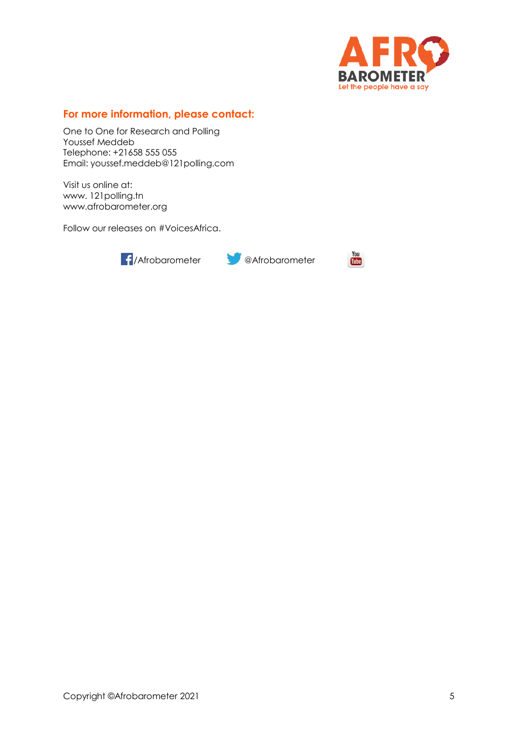## For more information, please contact:

One to One for Research and Polling
Youssef Meddeb
Telephone: +21658 555 055
Email: youssef.meddeb@121polling.com

Visit us online at:
www. 121polling.tn
www.afrobarometer.org

Follow our releases on #VoicesAfrica.

/Afrobarometer @Afrobarometer

Copyright ©Afrobarometer 2021